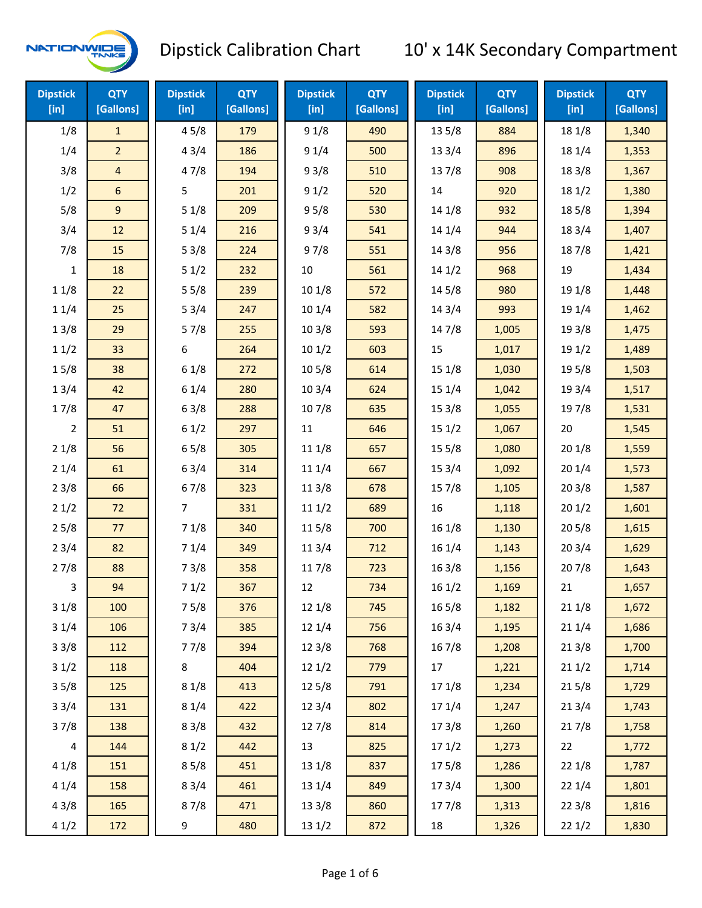# Dipstick Calibration Chart — 10' x 14K Secondary Compartment

NATIONWIDE TANKS

| Dipstick [in] | QTY [Gallons] | Dipstick [in] | QTY [Gallons] | Dipstick [in] | QTY [Gallons] | Dipstick [in] | QTY [Gallons] | Dipstick [in] | QTY [Gallons] |
|---|---|---|---|---|---|---|---|---|---|
| 1/8 | 1 | 4 5/8 | 179 | 9 1/8 | 490 | 13 5/8 | 884 | 18 1/8 | 1,340 |
| 1/4 | 2 | 4 3/4 | 186 | 9 1/4 | 500 | 13 3/4 | 896 | 18 1/4 | 1,353 |
| 3/8 | 4 | 4 7/8 | 194 | 9 3/8 | 510 | 13 7/8 | 908 | 18 3/8 | 1,367 |
| 1/2 | 6 | 5 | 201 | 9 1/2 | 520 | 14 | 920 | 18 1/2 | 1,380 |
| 5/8 | 9 | 5 1/8 | 209 | 9 5/8 | 530 | 14 1/8 | 932 | 18 5/8 | 1,394 |
| 3/4 | 12 | 5 1/4 | 216 | 9 3/4 | 541 | 14 1/4 | 944 | 18 3/4 | 1,407 |
| 7/8 | 15 | 5 3/8 | 224 | 9 7/8 | 551 | 14 3/8 | 956 | 18 7/8 | 1,421 |
| 1 | 18 | 5 1/2 | 232 | 10 | 561 | 14 1/2 | 968 | 19 | 1,434 |
| 1 1/8 | 22 | 5 5/8 | 239 | 10 1/8 | 572 | 14 5/8 | 980 | 19 1/8 | 1,448 |
| 1 1/4 | 25 | 5 3/4 | 247 | 10 1/4 | 582 | 14 3/4 | 993 | 19 1/4 | 1,462 |
| 1 3/8 | 29 | 5 7/8 | 255 | 10 3/8 | 593 | 14 7/8 | 1,005 | 19 3/8 | 1,475 |
| 1 1/2 | 33 | 6 | 264 | 10 1/2 | 603 | 15 | 1,017 | 19 1/2 | 1,489 |
| 1 5/8 | 38 | 6 1/8 | 272 | 10 5/8 | 614 | 15 1/8 | 1,030 | 19 5/8 | 1,503 |
| 1 3/4 | 42 | 6 1/4 | 280 | 10 3/4 | 624 | 15 1/4 | 1,042 | 19 3/4 | 1,517 |
| 1 7/8 | 47 | 6 3/8 | 288 | 10 7/8 | 635 | 15 3/8 | 1,055 | 19 7/8 | 1,531 |
| 2 | 51 | 6 1/2 | 297 | 11 | 646 | 15 1/2 | 1,067 | 20 | 1,545 |
| 2 1/8 | 56 | 6 5/8 | 305 | 11 1/8 | 657 | 15 5/8 | 1,080 | 20 1/8 | 1,559 |
| 2 1/4 | 61 | 6 3/4 | 314 | 11 1/4 | 667 | 15 3/4 | 1,092 | 20 1/4 | 1,573 |
| 2 3/8 | 66 | 6 7/8 | 323 | 11 3/8 | 678 | 15 7/8 | 1,105 | 20 3/8 | 1,587 |
| 2 1/2 | 72 | 7 | 331 | 11 1/2 | 689 | 16 | 1,118 | 20 1/2 | 1,601 |
| 2 5/8 | 77 | 7 1/8 | 340 | 11 5/8 | 700 | 16 1/8 | 1,130 | 20 5/8 | 1,615 |
| 2 3/4 | 82 | 7 1/4 | 349 | 11 3/4 | 712 | 16 1/4 | 1,143 | 20 3/4 | 1,629 |
| 2 7/8 | 88 | 7 3/8 | 358 | 11 7/8 | 723 | 16 3/8 | 1,156 | 20 7/8 | 1,643 |
| 3 | 94 | 7 1/2 | 367 | 12 | 734 | 16 1/2 | 1,169 | 21 | 1,657 |
| 3 1/8 | 100 | 7 5/8 | 376 | 12 1/8 | 745 | 16 5/8 | 1,182 | 21 1/8 | 1,672 |
| 3 1/4 | 106 | 7 3/4 | 385 | 12 1/4 | 756 | 16 3/4 | 1,195 | 21 1/4 | 1,686 |
| 3 3/8 | 112 | 7 7/8 | 394 | 12 3/8 | 768 | 16 7/8 | 1,208 | 21 3/8 | 1,700 |
| 3 1/2 | 118 | 8 | 404 | 12 1/2 | 779 | 17 | 1,221 | 21 1/2 | 1,714 |
| 3 5/8 | 125 | 8 1/8 | 413 | 12 5/8 | 791 | 17 1/8 | 1,234 | 21 5/8 | 1,729 |
| 3 3/4 | 131 | 8 1/4 | 422 | 12 3/4 | 802 | 17 1/4 | 1,247 | 21 3/4 | 1,743 |
| 3 7/8 | 138 | 8 3/8 | 432 | 12 7/8 | 814 | 17 3/8 | 1,260 | 21 7/8 | 1,758 |
| 4 | 144 | 8 1/2 | 442 | 13 | 825 | 17 1/2 | 1,273 | 22 | 1,772 |
| 4 1/8 | 151 | 8 5/8 | 451 | 13 1/8 | 837 | 17 5/8 | 1,286 | 22 1/8 | 1,787 |
| 4 1/4 | 158 | 8 3/4 | 461 | 13 1/4 | 849 | 17 3/4 | 1,300 | 22 1/4 | 1,801 |
| 4 3/8 | 165 | 8 7/8 | 471 | 13 3/8 | 860 | 17 7/8 | 1,313 | 22 3/8 | 1,816 |
| 4 1/2 | 172 | 9 | 480 | 13 1/2 | 872 | 18 | 1,326 | 22 1/2 | 1,830 |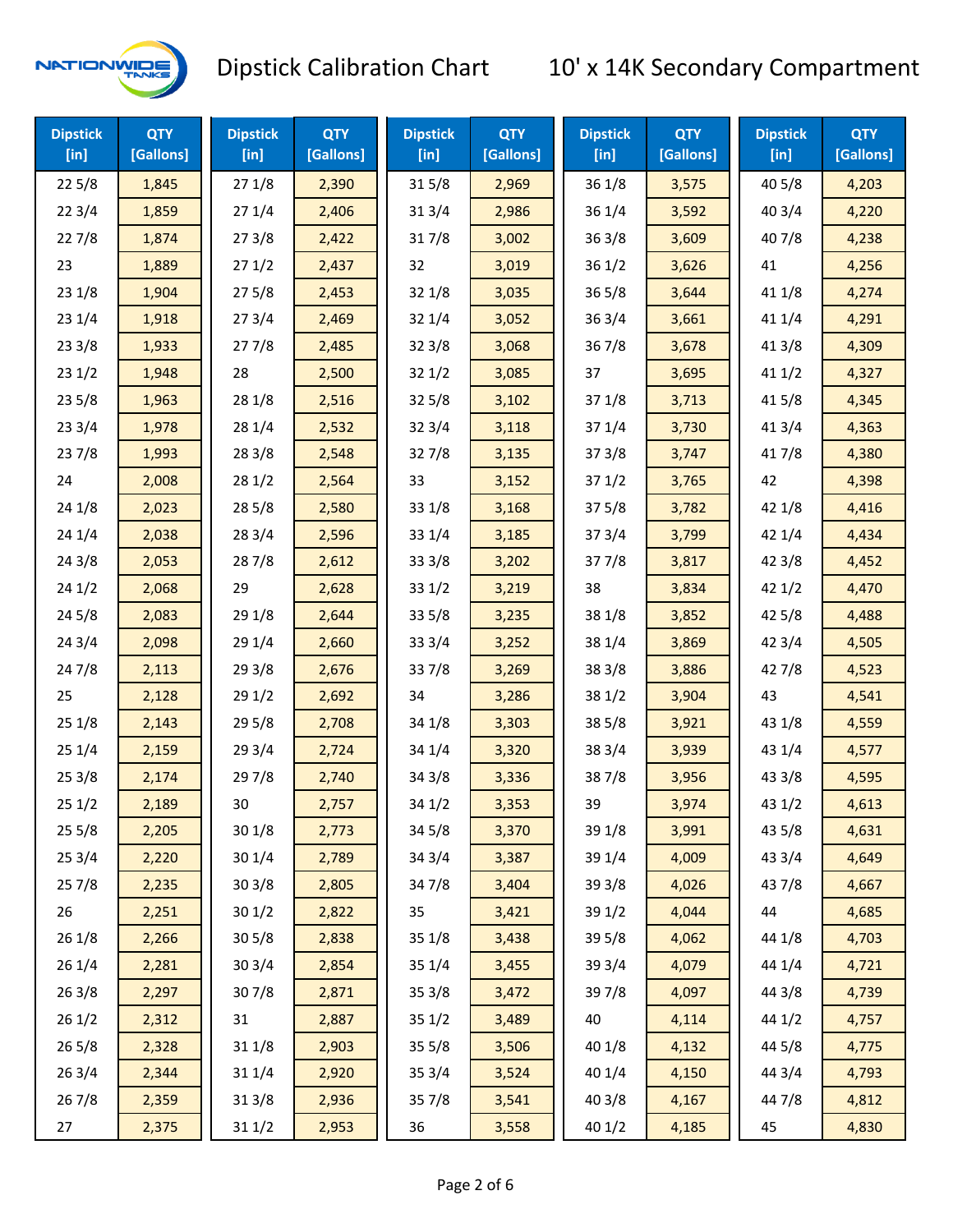# Dipstick Calibration Chart

## 10' x 14K Secondary Compartment

| Dipstick [in] | QTY [Gallons] | Dipstick [in] | QTY [Gallons] | Dipstick [in] | QTY [Gallons] | Dipstick [in] | QTY [Gallons] | Dipstick [in] | QTY [Gallons] |
|---|---|---|---|---|---|---|---|---|---|
| 22 5/8 | 1,845 | 27 1/8 | 2,390 | 31 5/8 | 2,969 | 36 1/8 | 3,575 | 40 5/8 | 4,203 |
| 22 3/4 | 1,859 | 27 1/4 | 2,406 | 31 3/4 | 2,986 | 36 1/4 | 3,592 | 40 3/4 | 4,220 |
| 22 7/8 | 1,874 | 27 3/8 | 2,422 | 31 7/8 | 3,002 | 36 3/8 | 3,609 | 40 7/8 | 4,238 |
| 23 | 1,889 | 27 1/2 | 2,437 | 32 | 3,019 | 36 1/2 | 3,626 | 41 | 4,256 |
| 23 1/8 | 1,904 | 27 5/8 | 2,453 | 32 1/8 | 3,035 | 36 5/8 | 3,644 | 41 1/8 | 4,274 |
| 23 1/4 | 1,918 | 27 3/4 | 2,469 | 32 1/4 | 3,052 | 36 3/4 | 3,661 | 41 1/4 | 4,291 |
| 23 3/8 | 1,933 | 27 7/8 | 2,485 | 32 3/8 | 3,068 | 36 7/8 | 3,678 | 41 3/8 | 4,309 |
| 23 1/2 | 1,948 | 28 | 2,500 | 32 1/2 | 3,085 | 37 | 3,695 | 41 1/2 | 4,327 |
| 23 5/8 | 1,963 | 28 1/8 | 2,516 | 32 5/8 | 3,102 | 37 1/8 | 3,713 | 41 5/8 | 4,345 |
| 23 3/4 | 1,978 | 28 1/4 | 2,532 | 32 3/4 | 3,118 | 37 1/4 | 3,730 | 41 3/4 | 4,363 |
| 23 7/8 | 1,993 | 28 3/8 | 2,548 | 32 7/8 | 3,135 | 37 3/8 | 3,747 | 41 7/8 | 4,380 |
| 24 | 2,008 | 28 1/2 | 2,564 | 33 | 3,152 | 37 1/2 | 3,765 | 42 | 4,398 |
| 24 1/8 | 2,023 | 28 5/8 | 2,580 | 33 1/8 | 3,168 | 37 5/8 | 3,782 | 42 1/8 | 4,416 |
| 24 1/4 | 2,038 | 28 3/4 | 2,596 | 33 1/4 | 3,185 | 37 3/4 | 3,799 | 42 1/4 | 4,434 |
| 24 3/8 | 2,053 | 28 7/8 | 2,612 | 33 3/8 | 3,202 | 37 7/8 | 3,817 | 42 3/8 | 4,452 |
| 24 1/2 | 2,068 | 29 | 2,628 | 33 1/2 | 3,219 | 38 | 3,834 | 42 1/2 | 4,470 |
| 24 5/8 | 2,083 | 29 1/8 | 2,644 | 33 5/8 | 3,235 | 38 1/8 | 3,852 | 42 5/8 | 4,488 |
| 24 3/4 | 2,098 | 29 1/4 | 2,660 | 33 3/4 | 3,252 | 38 1/4 | 3,869 | 42 3/4 | 4,505 |
| 24 7/8 | 2,113 | 29 3/8 | 2,676 | 33 7/8 | 3,269 | 38 3/8 | 3,886 | 42 7/8 | 4,523 |
| 25 | 2,128 | 29 1/2 | 2,692 | 34 | 3,286 | 38 1/2 | 3,904 | 43 | 4,541 |
| 25 1/8 | 2,143 | 29 5/8 | 2,708 | 34 1/8 | 3,303 | 38 5/8 | 3,921 | 43 1/8 | 4,559 |
| 25 1/4 | 2,159 | 29 3/4 | 2,724 | 34 1/4 | 3,320 | 38 3/4 | 3,939 | 43 1/4 | 4,577 |
| 25 3/8 | 2,174 | 29 7/8 | 2,740 | 34 3/8 | 3,336 | 38 7/8 | 3,956 | 43 3/8 | 4,595 |
| 25 1/2 | 2,189 | 30 | 2,757 | 34 1/2 | 3,353 | 39 | 3,974 | 43 1/2 | 4,613 |
| 25 5/8 | 2,205 | 30 1/8 | 2,773 | 34 5/8 | 3,370 | 39 1/8 | 3,991 | 43 5/8 | 4,631 |
| 25 3/4 | 2,220 | 30 1/4 | 2,789 | 34 3/4 | 3,387 | 39 1/4 | 4,009 | 43 3/4 | 4,649 |
| 25 7/8 | 2,235 | 30 3/8 | 2,805 | 34 7/8 | 3,404 | 39 3/8 | 4,026 | 43 7/8 | 4,667 |
| 26 | 2,251 | 30 1/2 | 2,822 | 35 | 3,421 | 39 1/2 | 4,044 | 44 | 4,685 |
| 26 1/8 | 2,266 | 30 5/8 | 2,838 | 35 1/8 | 3,438 | 39 5/8 | 4,062 | 44 1/8 | 4,703 |
| 26 1/4 | 2,281 | 30 3/4 | 2,854 | 35 1/4 | 3,455 | 39 3/4 | 4,079 | 44 1/4 | 4,721 |
| 26 3/8 | 2,297 | 30 7/8 | 2,871 | 35 3/8 | 3,472 | 39 7/8 | 4,097 | 44 3/8 | 4,739 |
| 26 1/2 | 2,312 | 31 | 2,887 | 35 1/2 | 3,489 | 40 | 4,114 | 44 1/2 | 4,757 |
| 26 5/8 | 2,328 | 31 1/8 | 2,903 | 35 5/8 | 3,506 | 40 1/8 | 4,132 | 44 5/8 | 4,775 |
| 26 3/4 | 2,344 | 31 1/4 | 2,920 | 35 3/4 | 3,524 | 40 1/4 | 4,150 | 44 3/4 | 4,793 |
| 26 7/8 | 2,359 | 31 3/8 | 2,936 | 35 7/8 | 3,541 | 40 3/8 | 4,167 | 44 7/8 | 4,812 |
| 27 | 2,375 | 31 1/2 | 2,953 | 36 | 3,558 | 40 1/2 | 4,185 | 45 | 4,830 |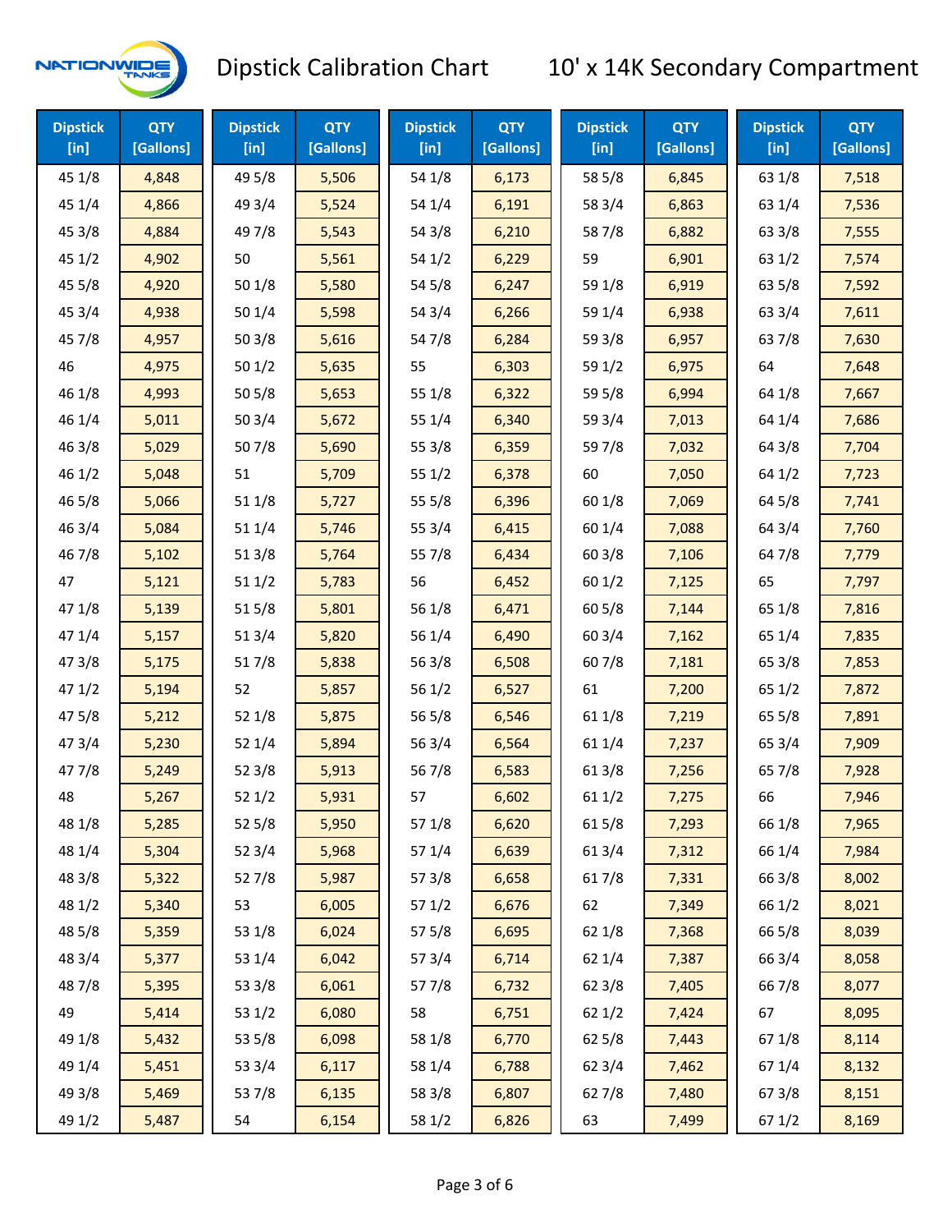# Dipstick Calibration Chart

## 10' x 14K Secondary Compartment

| Dipstick [in] | QTY [Gallons] | Dipstick [in] | QTY [Gallons] | Dipstick [in] | QTY [Gallons] | Dipstick [in] | QTY [Gallons] | Dipstick [in] | QTY [Gallons] |
|---|---|---|---|---|---|---|---|---|---|
| 45 1/8 | 4,848 | 49 5/8 | 5,506 | 54 1/8 | 6,173 | 58 5/8 | 6,845 | 63 1/8 | 7,518 |
| 45 1/4 | 4,866 | 49 3/4 | 5,524 | 54 1/4 | 6,191 | 58 3/4 | 6,863 | 63 1/4 | 7,536 |
| 45 3/8 | 4,884 | 49 7/8 | 5,543 | 54 3/8 | 6,210 | 58 7/8 | 6,882 | 63 3/8 | 7,555 |
| 45 1/2 | 4,902 | 50 | 5,561 | 54 1/2 | 6,229 | 59 | 6,901 | 63 1/2 | 7,574 |
| 45 5/8 | 4,920 | 50 1/8 | 5,580 | 54 5/8 | 6,247 | 59 1/8 | 6,919 | 63 5/8 | 7,592 |
| 45 3/4 | 4,938 | 50 1/4 | 5,598 | 54 3/4 | 6,266 | 59 1/4 | 6,938 | 63 3/4 | 7,611 |
| 45 7/8 | 4,957 | 50 3/8 | 5,616 | 54 7/8 | 6,284 | 59 3/8 | 6,957 | 63 7/8 | 7,630 |
| 46 | 4,975 | 50 1/2 | 5,635 | 55 | 6,303 | 59 1/2 | 6,975 | 64 | 7,648 |
| 46 1/8 | 4,993 | 50 5/8 | 5,653 | 55 1/8 | 6,322 | 59 5/8 | 6,994 | 64 1/8 | 7,667 |
| 46 1/4 | 5,011 | 50 3/4 | 5,672 | 55 1/4 | 6,340 | 59 3/4 | 7,013 | 64 1/4 | 7,686 |
| 46 3/8 | 5,029 | 50 7/8 | 5,690 | 55 3/8 | 6,359 | 59 7/8 | 7,032 | 64 3/8 | 7,704 |
| 46 1/2 | 5,048 | 51 | 5,709 | 55 1/2 | 6,378 | 60 | 7,050 | 64 1/2 | 7,723 |
| 46 5/8 | 5,066 | 51 1/8 | 5,727 | 55 5/8 | 6,396 | 60 1/8 | 7,069 | 64 5/8 | 7,741 |
| 46 3/4 | 5,084 | 51 1/4 | 5,746 | 55 3/4 | 6,415 | 60 1/4 | 7,088 | 64 3/4 | 7,760 |
| 46 7/8 | 5,102 | 51 3/8 | 5,764 | 55 7/8 | 6,434 | 60 3/8 | 7,106 | 64 7/8 | 7,779 |
| 47 | 5,121 | 51 1/2 | 5,783 | 56 | 6,452 | 60 1/2 | 7,125 | 65 | 7,797 |
| 47 1/8 | 5,139 | 51 5/8 | 5,801 | 56 1/8 | 6,471 | 60 5/8 | 7,144 | 65 1/8 | 7,816 |
| 47 1/4 | 5,157 | 51 3/4 | 5,820 | 56 1/4 | 6,490 | 60 3/4 | 7,162 | 65 1/4 | 7,835 |
| 47 3/8 | 5,175 | 51 7/8 | 5,838 | 56 3/8 | 6,508 | 60 7/8 | 7,181 | 65 3/8 | 7,853 |
| 47 1/2 | 5,194 | 52 | 5,857 | 56 1/2 | 6,527 | 61 | 7,200 | 65 1/2 | 7,872 |
| 47 5/8 | 5,212 | 52 1/8 | 5,875 | 56 5/8 | 6,546 | 61 1/8 | 7,219 | 65 5/8 | 7,891 |
| 47 3/4 | 5,230 | 52 1/4 | 5,894 | 56 3/4 | 6,564 | 61 1/4 | 7,237 | 65 3/4 | 7,909 |
| 47 7/8 | 5,249 | 52 3/8 | 5,913 | 56 7/8 | 6,583 | 61 3/8 | 7,256 | 65 7/8 | 7,928 |
| 48 | 5,267 | 52 1/2 | 5,931 | 57 | 6,602 | 61 1/2 | 7,275 | 66 | 7,946 |
| 48 1/8 | 5,285 | 52 5/8 | 5,950 | 57 1/8 | 6,620 | 61 5/8 | 7,293 | 66 1/8 | 7,965 |
| 48 1/4 | 5,304 | 52 3/4 | 5,968 | 57 1/4 | 6,639 | 61 3/4 | 7,312 | 66 1/4 | 7,984 |
| 48 3/8 | 5,322 | 52 7/8 | 5,987 | 57 3/8 | 6,658 | 61 7/8 | 7,331 | 66 3/8 | 8,002 |
| 48 1/2 | 5,340 | 53 | 6,005 | 57 1/2 | 6,676 | 62 | 7,349 | 66 1/2 | 8,021 |
| 48 5/8 | 5,359 | 53 1/8 | 6,024 | 57 5/8 | 6,695 | 62 1/8 | 7,368 | 66 5/8 | 8,039 |
| 48 3/4 | 5,377 | 53 1/4 | 6,042 | 57 3/4 | 6,714 | 62 1/4 | 7,387 | 66 3/4 | 8,058 |
| 48 7/8 | 5,395 | 53 3/8 | 6,061 | 57 7/8 | 6,732 | 62 3/8 | 7,405 | 66 7/8 | 8,077 |
| 49 | 5,414 | 53 1/2 | 6,080 | 58 | 6,751 | 62 1/2 | 7,424 | 67 | 8,095 |
| 49 1/8 | 5,432 | 53 5/8 | 6,098 | 58 1/8 | 6,770 | 62 5/8 | 7,443 | 67 1/8 | 8,114 |
| 49 1/4 | 5,451 | 53 3/4 | 6,117 | 58 1/4 | 6,788 | 62 3/4 | 7,462 | 67 1/4 | 8,132 |
| 49 3/8 | 5,469 | 53 7/8 | 6,135 | 58 3/8 | 6,807 | 62 7/8 | 7,480 | 67 3/8 | 8,151 |
| 49 1/2 | 5,487 | 54 | 6,154 | 58 1/2 | 6,826 | 63 | 7,499 | 67 1/2 | 8,169 |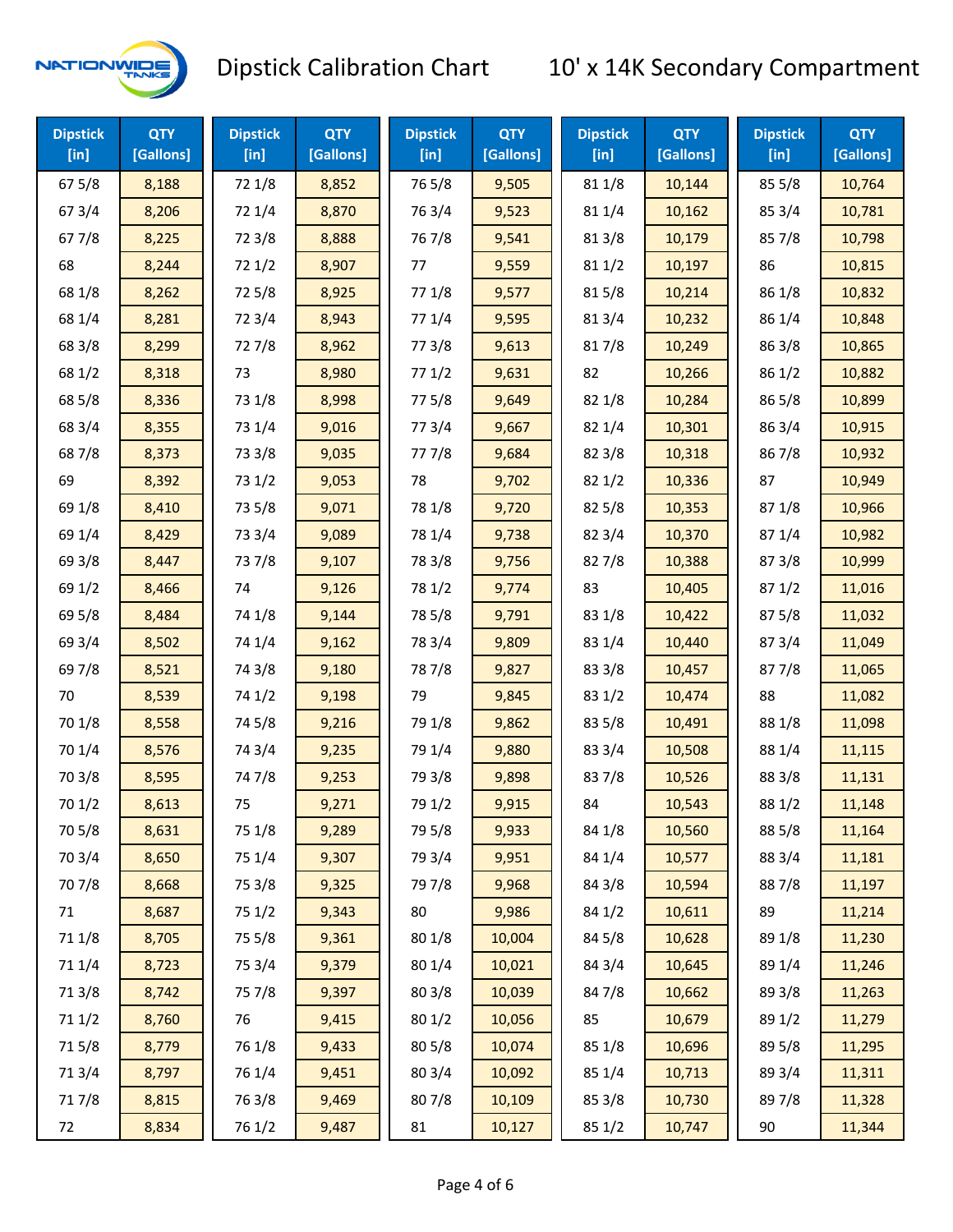# Dipstick Calibration Chart

## 10' x 14K Secondary Compartment

| Dipstick [in] | QTY [Gallons] | Dipstick [in] | QTY [Gallons] | Dipstick [in] | QTY [Gallons] | Dipstick [in] | QTY [Gallons] | Dipstick [in] | QTY [Gallons] |
|---|---|---|---|---|---|---|---|---|---|
| 67 5/8 | 8,188 | 72 1/8 | 8,852 | 76 5/8 | 9,505 | 81 1/8 | 10,144 | 85 5/8 | 10,764 |
| 67 3/4 | 8,206 | 72 1/4 | 8,870 | 76 3/4 | 9,523 | 81 1/4 | 10,162 | 85 3/4 | 10,781 |
| 67 7/8 | 8,225 | 72 3/8 | 8,888 | 76 7/8 | 9,541 | 81 3/8 | 10,179 | 85 7/8 | 10,798 |
| 68 | 8,244 | 72 1/2 | 8,907 | 77 | 9,559 | 81 1/2 | 10,197 | 86 | 10,815 |
| 68 1/8 | 8,262 | 72 5/8 | 8,925 | 77 1/8 | 9,577 | 81 5/8 | 10,214 | 86 1/8 | 10,832 |
| 68 1/4 | 8,281 | 72 3/4 | 8,943 | 77 1/4 | 9,595 | 81 3/4 | 10,232 | 86 1/4 | 10,848 |
| 68 3/8 | 8,299 | 72 7/8 | 8,962 | 77 3/8 | 9,613 | 81 7/8 | 10,249 | 86 3/8 | 10,865 |
| 68 1/2 | 8,318 | 73 | 8,980 | 77 1/2 | 9,631 | 82 | 10,266 | 86 1/2 | 10,882 |
| 68 5/8 | 8,336 | 73 1/8 | 8,998 | 77 5/8 | 9,649 | 82 1/8 | 10,284 | 86 5/8 | 10,899 |
| 68 3/4 | 8,355 | 73 1/4 | 9,016 | 77 3/4 | 9,667 | 82 1/4 | 10,301 | 86 3/4 | 10,915 |
| 68 7/8 | 8,373 | 73 3/8 | 9,035 | 77 7/8 | 9,684 | 82 3/8 | 10,318 | 86 7/8 | 10,932 |
| 69 | 8,392 | 73 1/2 | 9,053 | 78 | 9,702 | 82 1/2 | 10,336 | 87 | 10,949 |
| 69 1/8 | 8,410 | 73 5/8 | 9,071 | 78 1/8 | 9,720 | 82 5/8 | 10,353 | 87 1/8 | 10,966 |
| 69 1/4 | 8,429 | 73 3/4 | 9,089 | 78 1/4 | 9,738 | 82 3/4 | 10,370 | 87 1/4 | 10,982 |
| 69 3/8 | 8,447 | 73 7/8 | 9,107 | 78 3/8 | 9,756 | 82 7/8 | 10,388 | 87 3/8 | 10,999 |
| 69 1/2 | 8,466 | 74 | 9,126 | 78 1/2 | 9,774 | 83 | 10,405 | 87 1/2 | 11,016 |
| 69 5/8 | 8,484 | 74 1/8 | 9,144 | 78 5/8 | 9,791 | 83 1/8 | 10,422 | 87 5/8 | 11,032 |
| 69 3/4 | 8,502 | 74 1/4 | 9,162 | 78 3/4 | 9,809 | 83 1/4 | 10,440 | 87 3/4 | 11,049 |
| 69 7/8 | 8,521 | 74 3/8 | 9,180 | 78 7/8 | 9,827 | 83 3/8 | 10,457 | 87 7/8 | 11,065 |
| 70 | 8,539 | 74 1/2 | 9,198 | 79 | 9,845 | 83 1/2 | 10,474 | 88 | 11,082 |
| 70 1/8 | 8,558 | 74 5/8 | 9,216 | 79 1/8 | 9,862 | 83 5/8 | 10,491 | 88 1/8 | 11,098 |
| 70 1/4 | 8,576 | 74 3/4 | 9,235 | 79 1/4 | 9,880 | 83 3/4 | 10,508 | 88 1/4 | 11,115 |
| 70 3/8 | 8,595 | 74 7/8 | 9,253 | 79 3/8 | 9,898 | 83 7/8 | 10,526 | 88 3/8 | 11,131 |
| 70 1/2 | 8,613 | 75 | 9,271 | 79 1/2 | 9,915 | 84 | 10,543 | 88 1/2 | 11,148 |
| 70 5/8 | 8,631 | 75 1/8 | 9,289 | 79 5/8 | 9,933 | 84 1/8 | 10,560 | 88 5/8 | 11,164 |
| 70 3/4 | 8,650 | 75 1/4 | 9,307 | 79 3/4 | 9,951 | 84 1/4 | 10,577 | 88 3/4 | 11,181 |
| 70 7/8 | 8,668 | 75 3/8 | 9,325 | 79 7/8 | 9,968 | 84 3/8 | 10,594 | 88 7/8 | 11,197 |
| 71 | 8,687 | 75 1/2 | 9,343 | 80 | 9,986 | 84 1/2 | 10,611 | 89 | 11,214 |
| 71 1/8 | 8,705 | 75 5/8 | 9,361 | 80 1/8 | 10,004 | 84 5/8 | 10,628 | 89 1/8 | 11,230 |
| 71 1/4 | 8,723 | 75 3/4 | 9,379 | 80 1/4 | 10,021 | 84 3/4 | 10,645 | 89 1/4 | 11,246 |
| 71 3/8 | 8,742 | 75 7/8 | 9,397 | 80 3/8 | 10,039 | 84 7/8 | 10,662 | 89 3/8 | 11,263 |
| 71 1/2 | 8,760 | 76 | 9,415 | 80 1/2 | 10,056 | 85 | 10,679 | 89 1/2 | 11,279 |
| 71 5/8 | 8,779 | 76 1/8 | 9,433 | 80 5/8 | 10,074 | 85 1/8 | 10,696 | 89 5/8 | 11,295 |
| 71 3/4 | 8,797 | 76 1/4 | 9,451 | 80 3/4 | 10,092 | 85 1/4 | 10,713 | 89 3/4 | 11,311 |
| 71 7/8 | 8,815 | 76 3/8 | 9,469 | 80 7/8 | 10,109 | 85 3/8 | 10,730 | 89 7/8 | 11,328 |
| 72 | 8,834 | 76 1/2 | 9,487 | 81 | 10,127 | 85 1/2 | 10,747 | 90 | 11,344 |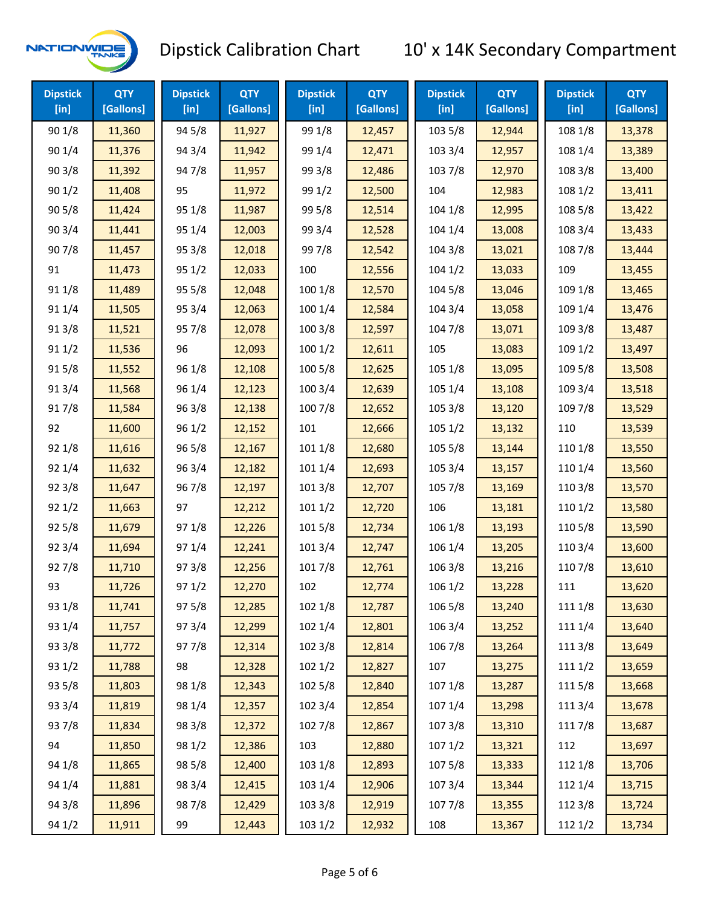# Dipstick Calibration Chart

## 10' x 14K Secondary Compartment

| Dipstick [in] | QTY [Gallons] | Dipstick [in] | QTY [Gallons] | Dipstick [in] | QTY [Gallons] | Dipstick [in] | QTY [Gallons] | Dipstick [in] | QTY [Gallons] |
|---|---|---|---|---|---|---|---|---|---|
| 90 1/8 | 11,360 | 94 5/8 | 11,927 | 99 1/8 | 12,457 | 103 5/8 | 12,944 | 108 1/8 | 13,378 |
| 90 1/4 | 11,376 | 94 3/4 | 11,942 | 99 1/4 | 12,471 | 103 3/4 | 12,957 | 108 1/4 | 13,389 |
| 90 3/8 | 11,392 | 94 7/8 | 11,957 | 99 3/8 | 12,486 | 103 7/8 | 12,970 | 108 3/8 | 13,400 |
| 90 1/2 | 11,408 | 95 | 11,972 | 99 1/2 | 12,500 | 104 | 12,983 | 108 1/2 | 13,411 |
| 90 5/8 | 11,424 | 95 1/8 | 11,987 | 99 5/8 | 12,514 | 104 1/8 | 12,995 | 108 5/8 | 13,422 |
| 90 3/4 | 11,441 | 95 1/4 | 12,003 | 99 3/4 | 12,528 | 104 1/4 | 13,008 | 108 3/4 | 13,433 |
| 90 7/8 | 11,457 | 95 3/8 | 12,018 | 99 7/8 | 12,542 | 104 3/8 | 13,021 | 108 7/8 | 13,444 |
| 91 | 11,473 | 95 1/2 | 12,033 | 100 | 12,556 | 104 1/2 | 13,033 | 109 | 13,455 |
| 91 1/8 | 11,489 | 95 5/8 | 12,048 | 100 1/8 | 12,570 | 104 5/8 | 13,046 | 109 1/8 | 13,465 |
| 91 1/4 | 11,505 | 95 3/4 | 12,063 | 100 1/4 | 12,584 | 104 3/4 | 13,058 | 109 1/4 | 13,476 |
| 91 3/8 | 11,521 | 95 7/8 | 12,078 | 100 3/8 | 12,597 | 104 7/8 | 13,071 | 109 3/8 | 13,487 |
| 91 1/2 | 11,536 | 96 | 12,093 | 100 1/2 | 12,611 | 105 | 13,083 | 109 1/2 | 13,497 |
| 91 5/8 | 11,552 | 96 1/8 | 12,108 | 100 5/8 | 12,625 | 105 1/8 | 13,095 | 109 5/8 | 13,508 |
| 91 3/4 | 11,568 | 96 1/4 | 12,123 | 100 3/4 | 12,639 | 105 1/4 | 13,108 | 109 3/4 | 13,518 |
| 91 7/8 | 11,584 | 96 3/8 | 12,138 | 100 7/8 | 12,652 | 105 3/8 | 13,120 | 109 7/8 | 13,529 |
| 92 | 11,600 | 96 1/2 | 12,152 | 101 | 12,666 | 105 1/2 | 13,132 | 110 | 13,539 |
| 92 1/8 | 11,616 | 96 5/8 | 12,167 | 101 1/8 | 12,680 | 105 5/8 | 13,144 | 110 1/8 | 13,550 |
| 92 1/4 | 11,632 | 96 3/4 | 12,182 | 101 1/4 | 12,693 | 105 3/4 | 13,157 | 110 1/4 | 13,560 |
| 92 3/8 | 11,647 | 96 7/8 | 12,197 | 101 3/8 | 12,707 | 105 7/8 | 13,169 | 110 3/8 | 13,570 |
| 92 1/2 | 11,663 | 97 | 12,212 | 101 1/2 | 12,720 | 106 | 13,181 | 110 1/2 | 13,580 |
| 92 5/8 | 11,679 | 97 1/8 | 12,226 | 101 5/8 | 12,734 | 106 1/8 | 13,193 | 110 5/8 | 13,590 |
| 92 3/4 | 11,694 | 97 1/4 | 12,241 | 101 3/4 | 12,747 | 106 1/4 | 13,205 | 110 3/4 | 13,600 |
| 92 7/8 | 11,710 | 97 3/8 | 12,256 | 101 7/8 | 12,761 | 106 3/8 | 13,216 | 110 7/8 | 13,610 |
| 93 | 11,726 | 97 1/2 | 12,270 | 102 | 12,774 | 106 1/2 | 13,228 | 111 | 13,620 |
| 93 1/8 | 11,741 | 97 5/8 | 12,285 | 102 1/8 | 12,787 | 106 5/8 | 13,240 | 111 1/8 | 13,630 |
| 93 1/4 | 11,757 | 97 3/4 | 12,299 | 102 1/4 | 12,801 | 106 3/4 | 13,252 | 111 1/4 | 13,640 |
| 93 3/8 | 11,772 | 97 7/8 | 12,314 | 102 3/8 | 12,814 | 106 7/8 | 13,264 | 111 3/8 | 13,649 |
| 93 1/2 | 11,788 | 98 | 12,328 | 102 1/2 | 12,827 | 107 | 13,275 | 111 1/2 | 13,659 |
| 93 5/8 | 11,803 | 98 1/8 | 12,343 | 102 5/8 | 12,840 | 107 1/8 | 13,287 | 111 5/8 | 13,668 |
| 93 3/4 | 11,819 | 98 1/4 | 12,357 | 102 3/4 | 12,854 | 107 1/4 | 13,298 | 111 3/4 | 13,678 |
| 93 7/8 | 11,834 | 98 3/8 | 12,372 | 102 7/8 | 12,867 | 107 3/8 | 13,310 | 111 7/8 | 13,687 |
| 94 | 11,850 | 98 1/2 | 12,386 | 103 | 12,880 | 107 1/2 | 13,321 | 112 | 13,697 |
| 94 1/8 | 11,865 | 98 5/8 | 12,400 | 103 1/8 | 12,893 | 107 5/8 | 13,333 | 112 1/8 | 13,706 |
| 94 1/4 | 11,881 | 98 3/4 | 12,415 | 103 1/4 | 12,906 | 107 3/4 | 13,344 | 112 1/4 | 13,715 |
| 94 3/8 | 11,896 | 98 7/8 | 12,429 | 103 3/8 | 12,919 | 107 7/8 | 13,355 | 112 3/8 | 13,724 |
| 94 1/2 | 11,911 | 99 | 12,443 | 103 1/2 | 12,932 | 108 | 13,367 | 112 1/2 | 13,734 |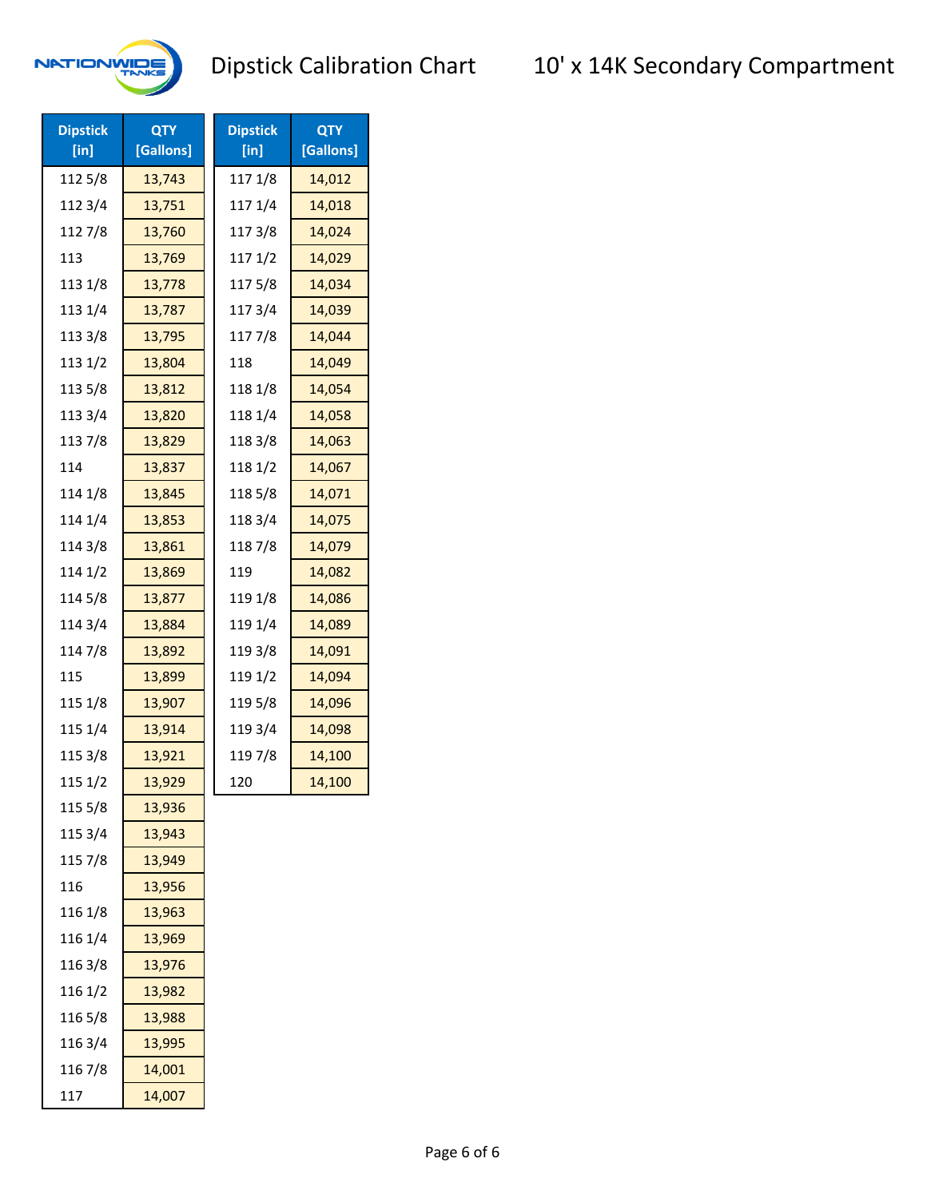# Dipstick Calibration Chart 10' x 14K Secondary Compartment

| Dipstick [in] | QTY [Gallons] |
|---|---|
| 112 5/8 | 13,743 |
| 112 3/4 | 13,751 |
| 112 7/8 | 13,760 |
| 113 | 13,769 |
| 113 1/8 | 13,778 |
| 113 1/4 | 13,787 |
| 113 3/8 | 13,795 |
| 113 1/2 | 13,804 |
| 113 5/8 | 13,812 |
| 113 3/4 | 13,820 |
| 113 7/8 | 13,829 |
| 114 | 13,837 |
| 114 1/8 | 13,845 |
| 114 1/4 | 13,853 |
| 114 3/8 | 13,861 |
| 114 1/2 | 13,869 |
| 114 5/8 | 13,877 |
| 114 3/4 | 13,884 |
| 114 7/8 | 13,892 |
| 115 | 13,899 |
| 115 1/8 | 13,907 |
| 115 1/4 | 13,914 |
| 115 3/8 | 13,921 |
| 115 1/2 | 13,929 |
| 115 5/8 | 13,936 |
| 115 3/4 | 13,943 |
| 115 7/8 | 13,949 |
| 116 | 13,956 |
| 116 1/8 | 13,963 |
| 116 1/4 | 13,969 |
| 116 3/8 | 13,976 |
| 116 1/2 | 13,982 |
| 116 5/8 | 13,988 |
| 116 3/4 | 13,995 |
| 116 7/8 | 14,001 |
| 117 | 14,007 |
| 117 1/8 | 14,012 |
| 117 1/4 | 14,018 |
| 117 3/8 | 14,024 |
| 117 1/2 | 14,029 |
| 117 5/8 | 14,034 |
| 117 3/4 | 14,039 |
| 117 7/8 | 14,044 |
| 118 | 14,049 |
| 118 1/8 | 14,054 |
| 118 1/4 | 14,058 |
| 118 3/8 | 14,063 |
| 118 1/2 | 14,067 |
| 118 5/8 | 14,071 |
| 118 3/4 | 14,075 |
| 118 7/8 | 14,079 |
| 119 | 14,082 |
| 119 1/8 | 14,086 |
| 119 1/4 | 14,089 |
| 119 3/8 | 14,091 |
| 119 1/2 | 14,094 |
| 119 5/8 | 14,096 |
| 119 3/4 | 14,098 |
| 119 7/8 | 14,100 |
| 120 | 14,100 |